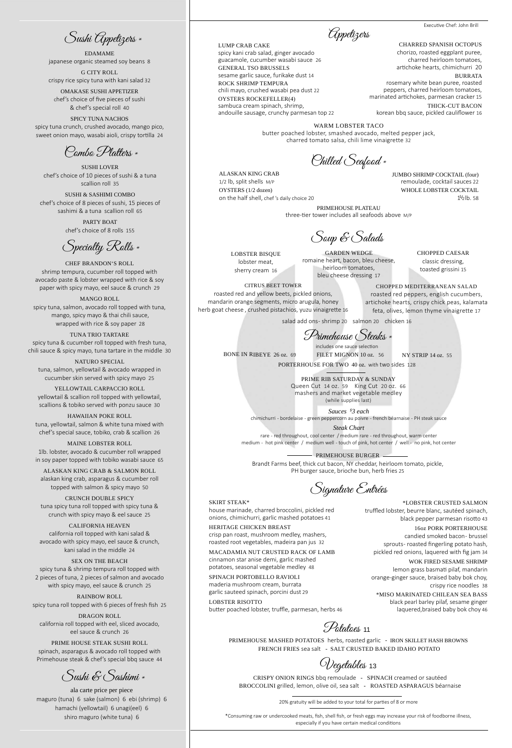# Sushi Appetizers *

EDAMAME
japanese organic steamed soy beans 8

G CITY ROLL
crispy rice spicy tuna with kani salad 32

OMAKASE SUSHI APPETIZER
chef's choice of five pieces of sushi & chef's special roll 40

SPICY TUNA NACHOS
spicy tuna crunch, crushed avocado, mango pico, sweet onion mayo, wasabi aioli, crispy tortilla 24

# Combo Platters *

SUSHI LOVER
chef's choice of 10 pieces of sushi & a tuna scallion roll 35

SUSHI & SASHIMI COMBO
chef's choice of 8 pieces of sushi, 15 pieces of sashimi & a tuna scallion roll 65

PARTY BOAT
chef's choice of 8 rolls 155

# Specialty Rolls *

CHEF BRANDON'S ROLL
shrimp tempura, cucumber roll topped with avocado paste & lobster wrapped with rice & soy paper with spicy mayo, eel sauce & crunch 29

MANGO ROLL
spicy tuna, salmon, avocado roll topped with tuna, mango, spicy mayo & thai chili sauce, wrapped with rice & soy paper 28

TUNA TRIO TARTARE
spicy tuna & cucumber roll topped with fresh tuna, chili sauce & spicy mayo, tuna tartare in the middle 30

NATURO SPECIAL
tuna, salmon, yellowtail & avocado wrapped in cucumber skin served with spicy mayo 25

YELLOWTAIL CARPACCIO ROLL
yellowtail & scallion roll topped with yellowtail, scallions & tobiko served with ponzu sauce 30

HAWAIIAN POKE ROLL
tuna, yellowtail, salmon & white tuna mixed with chef's special sauce, tobiko, crab & scallion 26

MAINE LOBSTER ROLL
1lb. lobster, avocado & cucumber roll wrapped in soy paper topped with tobiko wasabi sauce 65

ALASKAN KING CRAB & SALMON ROLL
alaskan king crab, asparagus & cucumber roll topped with salmon & spicy mayo 50

CRUNCH DOUBLE SPICY
tuna spicy tuna roll topped with spicy tuna & crunch with spicy mayo & eel sauce 25

CALIFORNIA HEAVEN
california roll topped with kani salad & avocado with spicy mayo, eel sauce & crunch, kani salad in the middle 24

SEX ON THE BEACH
spicy tuna & shrimp tempura roll topped with 2 pieces of tuna, 2 pieces of salmon and avocado with spicy mayo, eel sauce & crunch 25

RAINBOW ROLL
spicy tuna roll topped with 6 pieces of fresh fish 25

DRAGON ROLL
california roll topped with eel, sliced avocado, eel sauce & crunch 26

PRIME HOUSE STEAK SUSHI ROLL
spinach, asparagus & avocado roll topped with Primehouse steak & chef's special bbq sauce 44

# Sushi & Sashimi *

ala carte price per piece
maguro (tuna) 6 sake (salmon) 6 ebi (shrimp) 6
hamachi (yellowtail) 6 unagi(eel) 6
shiro maguro (white tuna) 6

Executive Chef: John Brill

# Appetizers

LUMP CRAB CAKE
spicy kani crab salad, ginger avocado guacamole, cucumber wasabi sauce 26

GENERAL TSO BRUSSELS
sesame garlic sauce, furikake dust 14

ROCK SHRIMP TEMPURA
chili mayo, crushed wasabi pea dust 22

OYSTERS ROCKEFELLER(4)
sambuca cream spinach, shrimp, andouille sausage, crunchy parmesan top 22

CHARRED SPANISH OCTOPUS
chorizo, roasted eggplant puree, charred heirloom tomatoes, artichoke hearts, chimichurri 20

BURRATA
rosemary white bean puree, roasted peppers, charred heirloom tomatoes, marinated artichokes, parmesan cracker 15

THICK-CUT BACON
korean bbq sauce, pickled cauliflower 16

WARM LOBSTER TACO
butter poached lobster, smashed avocado, melted pepper jack, charred tomato salsa, chili lime vinaigrette 32

# Chilled Seafood *

ALASKAN KING CRAB
1/2 lb, split shells M/P

OYSTERS (1/2 dozen)
on the half shell, chef's daily choice 20

JUMBO SHRIMP COCKTAIL (four)
remoulade, cocktail sauces 22

WHOLE LOBSTER COCKTAIL
1½ lb. 58

PRIMEHOUSE PLATEAU
three-tier tower includes all seafoods above M/P

# Soup & Salads

LOBSTER BISQUE
lobster meat, sherry cream 16

GARDEN WEDGE
romaine heart, bacon, bleu cheese, heirloom tomatoes, bleu cheese dressing 17

CHOPPED CAESAR
classic dressing, toasted grissini 15

CITRUS BEET TOWER
roasted red and yellow beets, pickled onions, mandarin orange segments, micro arugula, honey herb goat cheese , crushed pistachios, yuzu vinaigrette 16

CHOPPED MEDITERRANEAN SALAD
roasted red peppers, english cucumbers, artichoke hearts, crispy chick peas, kalamata feta, olives, lemon thyme vinaigrette 17

salad add ons- shrimp 20 salmon 20 chicken 16

# Primehouse Steaks *

includes one sauce selection

BONE IN RIBEYE 26 oz. 69 FILET MIGNON 10 oz. 56 NY STRIP 14 oz. 55

PORTERHOUSE FOR TWO 40 oz. with two sides 128

PRIME RIB SATURDAY & SUNDAY
Queen Cut 14 oz. 59 King Cut 20 oz. 66
mashers and market vegetable medley
(while supplies last)

*Sauces $3 each*
chimichurri - bordelaise - green peppercorn au poivre - french béarnaise - PH steak sauce

*Steak Chart*
rare - red throughout, cool center / medium rare - red throughout, warm center
medium - hot pink center / medium well - touch of pink, hot center / well - no pink, hot center

PRIMEHOUSE BURGER
Brandt Farms beef, thick cut bacon, NY cheddar, heirloom tomato, pickle, PH burger sauce, brioche bun, herb fries 25

# Signature Entrées

SKIRT STEAK*
house marinade, charred broccolini, pickled red onions, chimichurri, garlic mashed potatoes 41

HERITAGE CHICKEN BREAST
crisp pan roast, mushroom medley, mashers, roasted root vegetables, madeira pan jus 32

MACADAMIA NUT CRUSTED RACK OF LAMB
cinnamon star anise demi, garlic mashed potatoes, seasonal vegetable medley 48

SPINACH PORTOBELLO RAVIOLI
maderia mushroom cream, burrata garlic sauteed spinach, porcini dust 29

LOBSTER RISOTTO
butter poached lobster, truffle, parmesan, herbs 46

*LOBSTER CRUSTED SALMON
truffled lobster, beurre blanc, sautéed spinach, black pepper parmesan risotto 43

16oz PORK PORTERHOUSE
candied smoked bacon- brussel sprouts- roasted fingerling potato hash, pickled red onions, laquered with fig jam 34

WOK FIRED SESAME SHRIMP
lemon grass basmati pilaf, mandarin orange-ginger sauce, braised baby bok choy, crispy rice noodles 38

*MISO MARINATED CHILEAN SEA BASS
black pearl barley pilaf, sesame ginger laquered,braised baby bok choy 46

# Potatoes 11

PRIMEHOUSE MASHED POTATOES herbs, roasted garlic - IRON SKILLET HASH BROWNS
FRENCH FRIES sea salt - SALT CRUSTED BAKED IDAHO POTATO

# Vegetables 13

CRISPY ONION RINGS bbq remoulade - SPINACH creamed or sautéed
BROCCOLINI grilled, lemon, olive oil, sea salt - ROASTED ASPARAGUS béarnaise

20% gratuity will be added to your total for parties of 8 or more

*Consuming raw or undercooked meats, fish, shell fish, or fresh eggs may increase your risk of foodborne illness, especially if you have certain medical conditions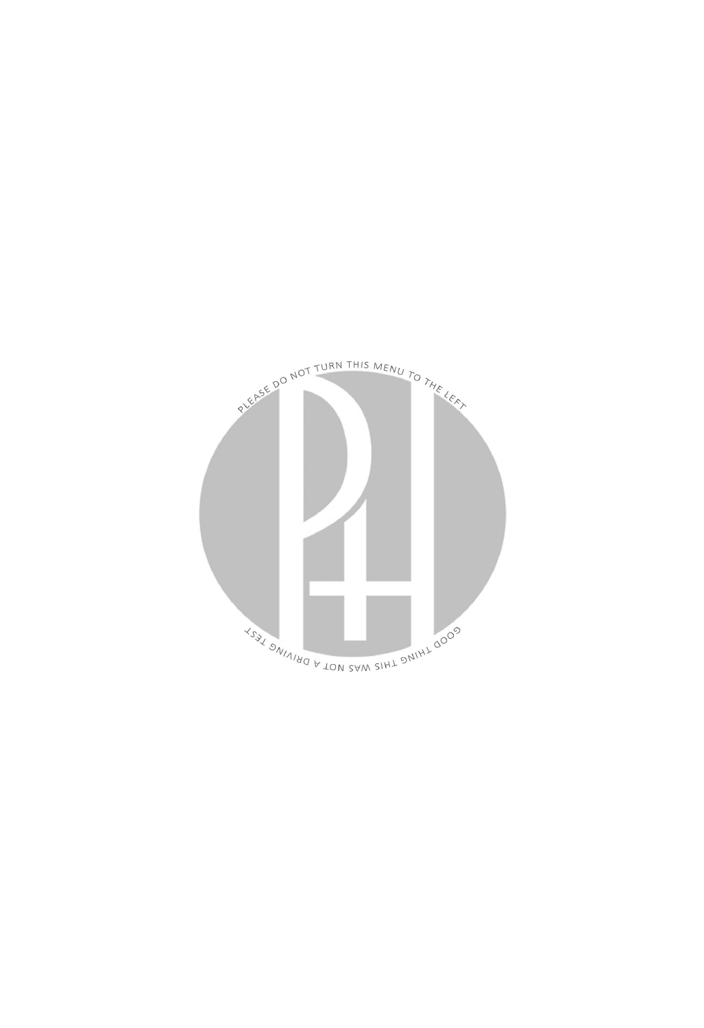PLEASE DO NOT TURN THIS MENU TO THE LEFT

GOOD THING THIS WAS NOT A DRIVING TEST